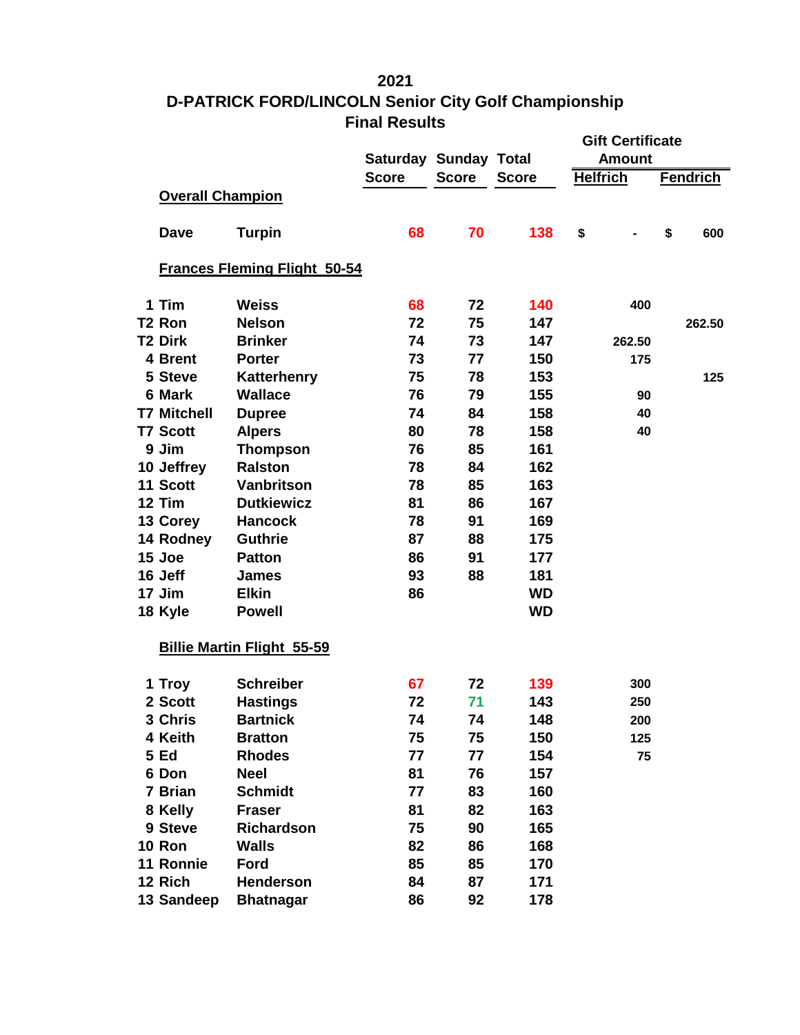# 2021

# D-PATRICK FORD/LINCOLN Senior City Golf Championship

## Final Results

| | | | Saturday Score | Sunday Score | Total Score | Gift Certificate Amount Helfrich | Gift Certificate Amount Fendrich |
|---|---|---|---|---|---|---|---|
| **Overall Champion** | | | | | | | |
| | Dave | Turpin | 68 | 70 | 138 | $ - | $ 600 |
| **Frances Fleming Flight 50-54** | | | | | | | |
| 1 | Tim | Weiss | 68 | 72 | 140 | 400 | |
| T2 | Ron | Nelson | 72 | 75 | 147 | | 262.50 |
| T2 | Dirk | Brinker | 74 | 73 | 147 | 262.50 | |
| 4 | Brent | Porter | 73 | 77 | 150 | 175 | |
| 5 | Steve | Katterhenry | 75 | 78 | 153 | | 125 |
| 6 | Mark | Wallace | 76 | 79 | 155 | 90 | |
| T7 | Mitchell | Dupree | 74 | 84 | 158 | 40 | |
| T7 | Scott | Alpers | 80 | 78 | 158 | 40 | |
| 9 | Jim | Thompson | 76 | 85 | 161 | | |
| 10 | Jeffrey | Ralston | 78 | 84 | 162 | | |
| 11 | Scott | Vanbritson | 78 | 85 | 163 | | |
| 12 | Tim | Dutkiewicz | 81 | 86 | 167 | | |
| 13 | Corey | Hancock | 78 | 91 | 169 | | |
| 14 | Rodney | Guthrie | 87 | 88 | 175 | | |
| 15 | Joe | Patton | 86 | 91 | 177 | | |
| 16 | Jeff | James | 93 | 88 | 181 | | |
| 17 | Jim | Elkin | 86 | | WD | | |
| 18 | Kyle | Powell | | | WD | | |
| **Billie Martin Flight 55-59** | | | | | | | |
| 1 | Troy | Schreiber | 67 | 72 | 139 | 300 | |
| 2 | Scott | Hastings | 72 | 71 | 143 | 250 | |
| 3 | Chris | Bartnick | 74 | 74 | 148 | 200 | |
| 4 | Keith | Bratton | 75 | 75 | 150 | 125 | |
| 5 | Ed | Rhodes | 77 | 77 | 154 | 75 | |
| 6 | Don | Neel | 81 | 76 | 157 | | |
| 7 | Brian | Schmidt | 77 | 83 | 160 | | |
| 8 | Kelly | Fraser | 81 | 82 | 163 | | |
| 9 | Steve | Richardson | 75 | 90 | 165 | | |
| 10 | Ron | Walls | 82 | 86 | 168 | | |
| 11 | Ronnie | Ford | 85 | 85 | 170 | | |
| 12 | Rich | Henderson | 84 | 87 | 171 | | |
| 13 | Sandeep | Bhatnagar | 86 | 92 | 178 | | |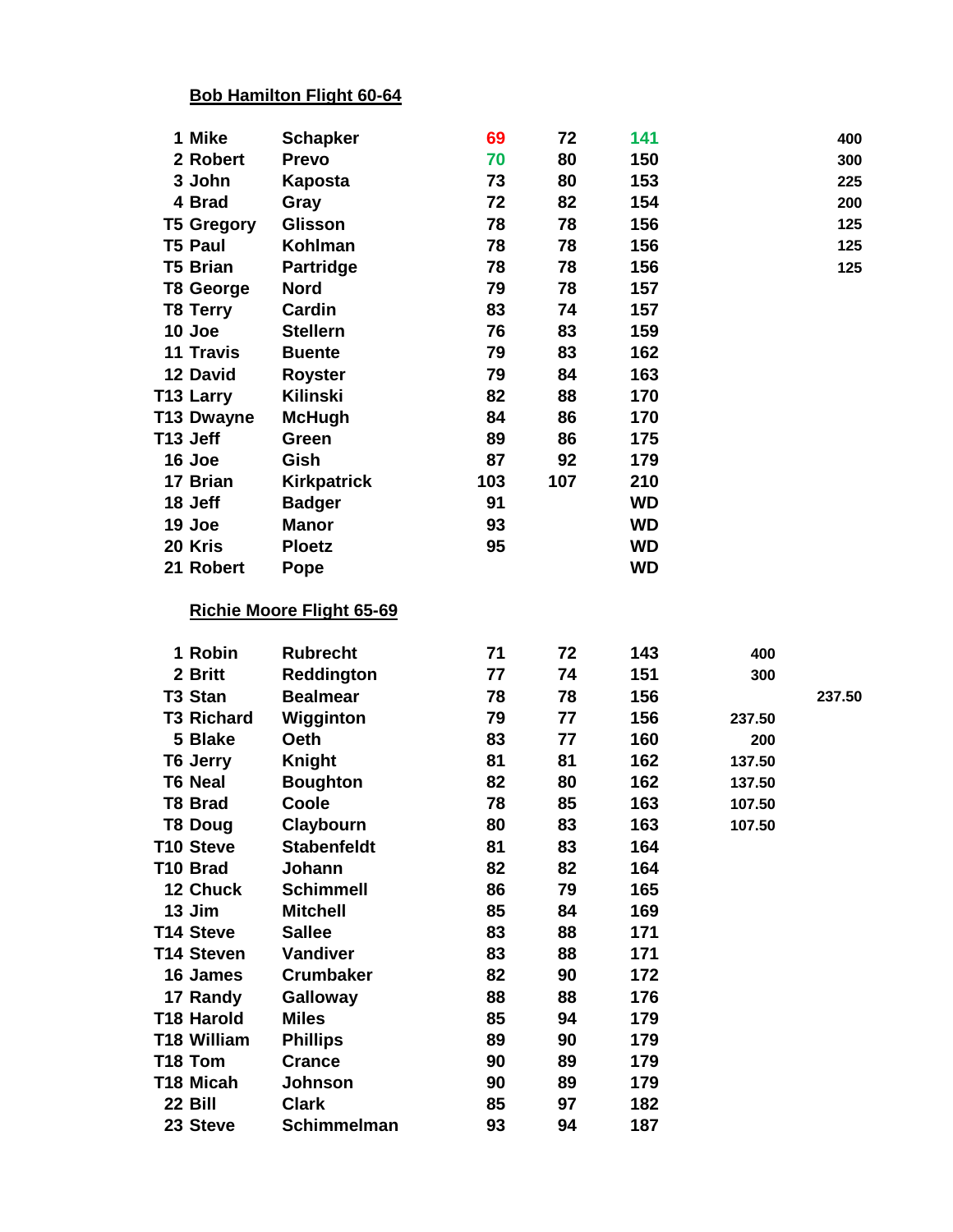## Bob Hamilton Flight 60-64

| | | | | | | | |
|---|---|---|---|---|---|---|---|
| 1 | Mike | Schapker | 69 | 72 | 141 | | 400 |
| 2 | Robert | Prevo | 70 | 80 | 150 | | 300 |
| 3 | John | Kaposta | 73 | 80 | 153 | | 225 |
| 4 | Brad | Gray | 72 | 82 | 154 | | 200 |
| T5 | Gregory | Glisson | 78 | 78 | 156 | | 125 |
| T5 | Paul | Kohlman | 78 | 78 | 156 | | 125 |
| T5 | Brian | Partridge | 78 | 78 | 156 | | 125 |
| T8 | George | Nord | 79 | 78 | 157 | | |
| T8 | Terry | Cardin | 83 | 74 | 157 | | |
| 10 | Joe | Stellern | 76 | 83 | 159 | | |
| 11 | Travis | Buente | 79 | 83 | 162 | | |
| 12 | David | Royster | 79 | 84 | 163 | | |
| T13 | Larry | Kilinski | 82 | 88 | 170 | | |
| T13 | Dwayne | McHugh | 84 | 86 | 170 | | |
| T13 | Jeff | Green | 89 | 86 | 175 | | |
| 16 | Joe | Gish | 87 | 92 | 179 | | |
| 17 | Brian | Kirkpatrick | 103 | 107 | 210 | | |
| 18 | Jeff | Badger | 91 | | WD | | |
| 19 | Joe | Manor | 93 | | WD | | |
| 20 | Kris | Ploetz | 95 | | WD | | |
| 21 | Robert | Pope | | | WD | | |

## Richie Moore Flight 65-69

| | | | | | | | |
|---|---|---|---|---|---|---|---|
| 1 | Robin | Rubrecht | 71 | 72 | 143 | 400 | |
| 2 | Britt | Reddington | 77 | 74 | 151 | 300 | |
| T3 | Stan | Bealmear | 78 | 78 | 156 | | 237.50 |
| T3 | Richard | Wigginton | 79 | 77 | 156 | 237.50 | |
| 5 | Blake | Oeth | 83 | 77 | 160 | 200 | |
| T6 | Jerry | Knight | 81 | 81 | 162 | 137.50 | |
| T6 | Neal | Boughton | 82 | 80 | 162 | 137.50 | |
| T8 | Brad | Coole | 78 | 85 | 163 | 107.50 | |
| T8 | Doug | Claybourn | 80 | 83 | 163 | 107.50 | |
| T10 | Steve | Stabenfeldt | 81 | 83 | 164 | | |
| T10 | Brad | Johann | 82 | 82 | 164 | | |
| 12 | Chuck | Schimmell | 86 | 79 | 165 | | |
| 13 | Jim | Mitchell | 85 | 84 | 169 | | |
| T14 | Steve | Sallee | 83 | 88 | 171 | | |
| T14 | Steven | Vandiver | 83 | 88 | 171 | | |
| 16 | James | Crumbaker | 82 | 90 | 172 | | |
| 17 | Randy | Galloway | 88 | 88 | 176 | | |
| T18 | Harold | Miles | 85 | 94 | 179 | | |
| T18 | William | Phillips | 89 | 90 | 179 | | |
| T18 | Tom | Crance | 90 | 89 | 179 | | |
| T18 | Micah | Johnson | 90 | 89 | 179 | | |
| 22 | Bill | Clark | 85 | 97 | 182 | | |
| 23 | Steve | Schimmelman | 93 | 94 | 187 | | |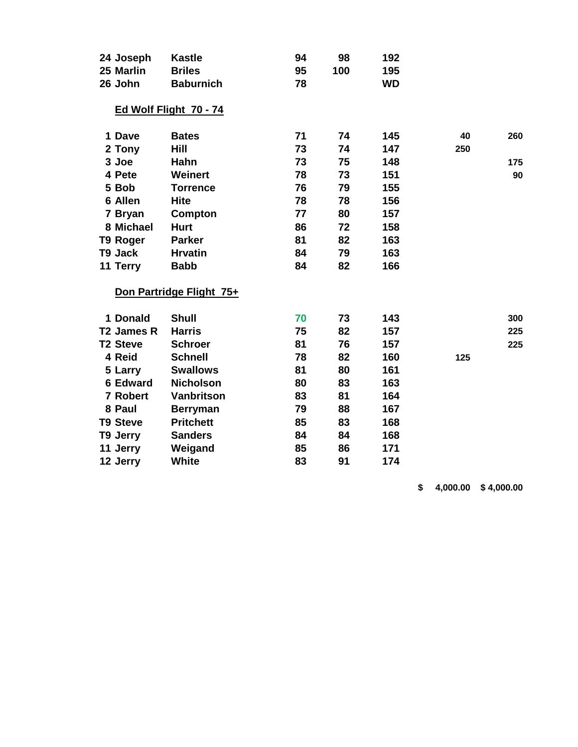| Pos | First | Last | R1 | R2 | Total | | |
|---|---|---|---|---|---|---|---|
| 24 | Joseph | Kastle | 94 | 98 | 192 | | |
| 25 | Marlin | Briles | 95 | 100 | 195 | | |
| 26 | John | Baburnich | 78 | | WD | | |

## Ed Wolf Flight 70 - 74

| Pos | First | Last | R1 | R2 | Total | | |
|---|---|---|---|---|---|---|---|
| 1 | Dave | Bates | 71 | 74 | 145 | 40 | 260 |
| 2 | Tony | Hill | 73 | 74 | 147 | 250 | |
| 3 | Joe | Hahn | 73 | 75 | 148 | | 175 |
| 4 | Pete | Weinert | 78 | 73 | 151 | | 90 |
| 5 | Bob | Torrence | 76 | 79 | 155 | | |
| 6 | Allen | Hite | 78 | 78 | 156 | | |
| 7 | Bryan | Compton | 77 | 80 | 157 | | |
| 8 | Michael | Hurt | 86 | 72 | 158 | | |
| T9 | Roger | Parker | 81 | 82 | 163 | | |
| T9 | Jack | Hrvatin | 84 | 79 | 163 | | |
| 11 | Terry | Babb | 84 | 82 | 166 | | |

## Don Partridge Flight 75+

| Pos | First | Last | R1 | R2 | Total | | |
|---|---|---|---|---|---|---|---|
| 1 | Donald | Shull | 70 | 73 | 143 | | 300 |
| T2 | James R | Harris | 75 | 82 | 157 | | 225 |
| T2 | Steve | Schroer | 81 | 76 | 157 | | 225 |
| 4 | Reid | Schnell | 78 | 82 | 160 | 125 | |
| 5 | Larry | Swallows | 81 | 80 | 161 | | |
| 6 | Edward | Nicholson | 80 | 83 | 163 | | |
| 7 | Robert | Vanbritson | 83 | 81 | 164 | | |
| 8 | Paul | Berryman | 79 | 88 | 167 | | |
| T9 | Steve | Pritchett | 85 | 83 | 168 | | |
| T9 | Jerry | Sanders | 84 | 84 | 168 | | |
| 11 | Jerry | Weigand | 85 | 86 | 171 | | |
| 12 | Jerry | White | 83 | 91 | 174 | | |
| | | | | | | $ 4,000.00 | $ 4,000.00 |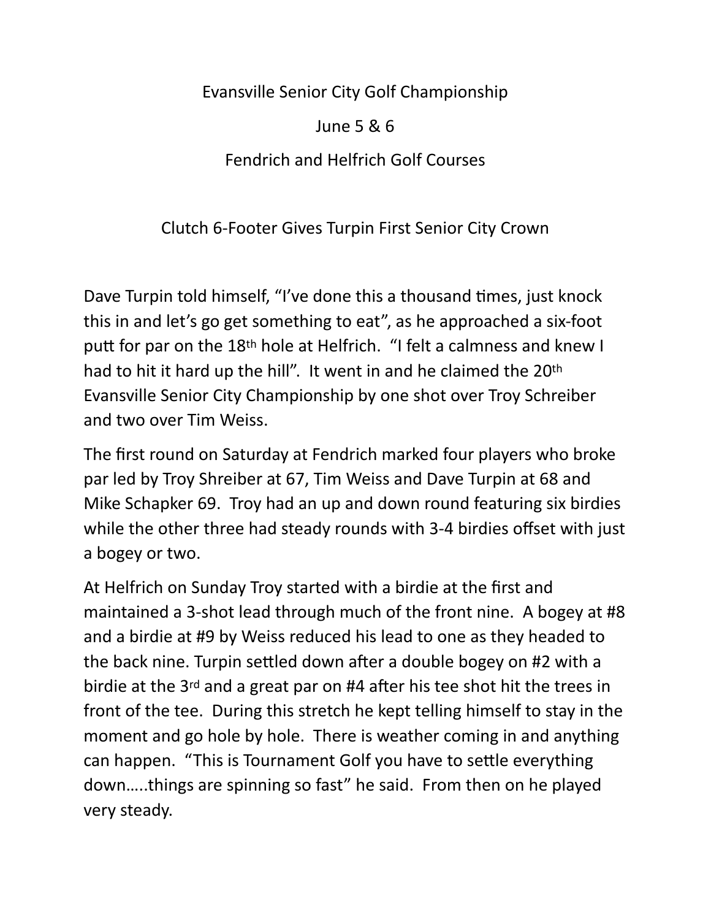Evansville Senior City Golf Championship

June 5 & 6

Fendrich and Helfrich Golf Courses

## Clutch 6-Footer Gives Turpin First Senior City Crown

Dave Turpin told himself, "I've done this a thousand times, just knock this in and let's go get something to eat", as he approached a six-foot putt for par on the 18th hole at Helfrich. "I felt a calmness and knew I had to hit it hard up the hill". It went in and he claimed the 20th Evansville Senior City Championship by one shot over Troy Schreiber and two over Tim Weiss.

The first round on Saturday at Fendrich marked four players who broke par led by Troy Shreiber at 67, Tim Weiss and Dave Turpin at 68 and Mike Schapker 69. Troy had an up and down round featuring six birdies while the other three had steady rounds with 3-4 birdies offset with just a bogey or two.

At Helfrich on Sunday Troy started with a birdie at the first and maintained a 3-shot lead through much of the front nine. A bogey at #8 and a birdie at #9 by Weiss reduced his lead to one as they headed to the back nine. Turpin settled down after a double bogey on #2 with a birdie at the 3rd and a great par on #4 after his tee shot hit the trees in front of the tee. During this stretch he kept telling himself to stay in the moment and go hole by hole. There is weather coming in and anything can happen. "This is Tournament Golf you have to settle everything down…..things are spinning so fast" he said. From then on he played very steady.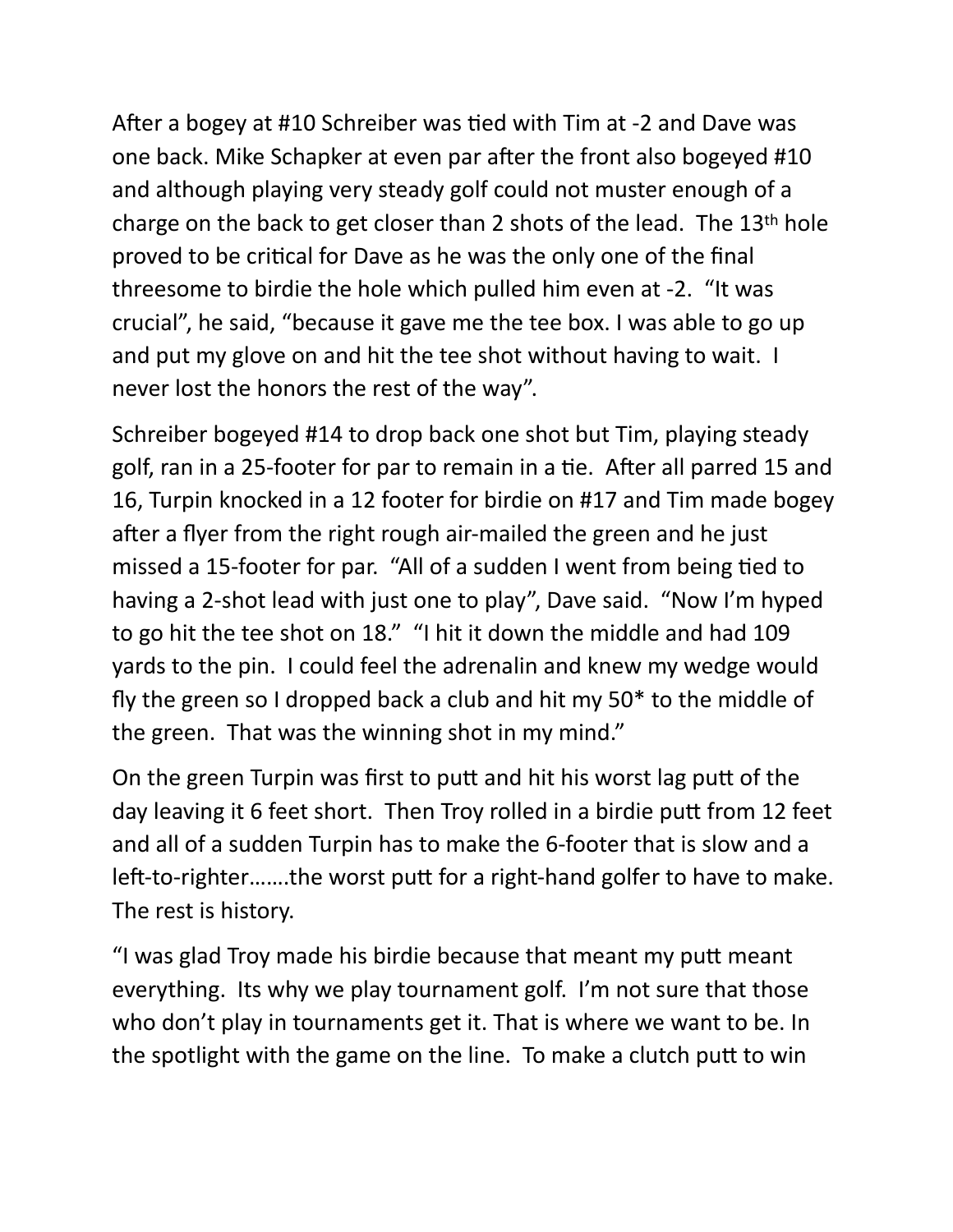After a bogey at #10 Schreiber was tied with Tim at -2 and Dave was one back. Mike Schapker at even par after the front also bogeyed #10 and although playing very steady golf could not muster enough of a charge on the back to get closer than 2 shots of the lead. The 13th hole proved to be critical for Dave as he was the only one of the final threesome to birdie the hole which pulled him even at -2. "It was crucial", he said, "because it gave me the tee box. I was able to go up and put my glove on and hit the tee shot without having to wait. I never lost the honors the rest of the way".

Schreiber bogeyed #14 to drop back one shot but Tim, playing steady golf, ran in a 25-footer for par to remain in a tie. After all parred 15 and 16, Turpin knocked in a 12 footer for birdie on #17 and Tim made bogey after a flyer from the right rough air-mailed the green and he just missed a 15-footer for par. "All of a sudden I went from being tied to having a 2-shot lead with just one to play", Dave said. "Now I'm hyped to go hit the tee shot on 18." "I hit it down the middle and had 109 yards to the pin. I could feel the adrenalin and knew my wedge would fly the green so I dropped back a club and hit my 50* to the middle of the green. That was the winning shot in my mind."

On the green Turpin was first to putt and hit his worst lag putt of the day leaving it 6 feet short. Then Troy rolled in a birdie putt from 12 feet and all of a sudden Turpin has to make the 6-footer that is slow and a left-to-righter…….the worst putt for a right-hand golfer to have to make. The rest is history.

"I was glad Troy made his birdie because that meant my putt meant everything. Its why we play tournament golf. I'm not sure that those who don't play in tournaments get it. That is where we want to be. In the spotlight with the game on the line. To make a clutch putt to win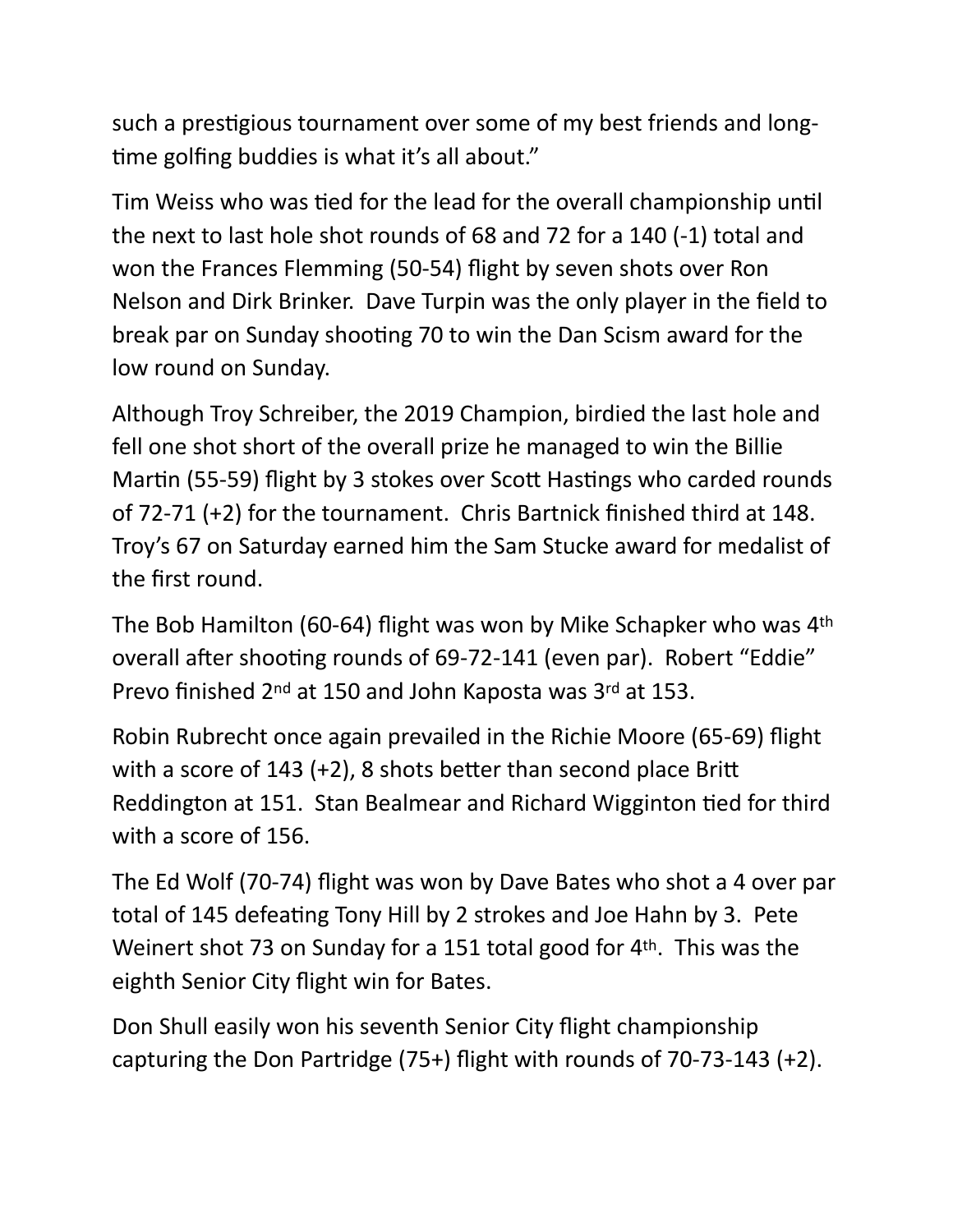such a prestigious tournament over some of my best friends and long-time golfing buddies is what it's all about."

Tim Weiss who was tied for the lead for the overall championship until the next to last hole shot rounds of 68 and 72 for a 140 (-1) total and won the Frances Flemming (50-54) flight by seven shots over Ron Nelson and Dirk Brinker. Dave Turpin was the only player in the field to break par on Sunday shooting 70 to win the Dan Scism award for the low round on Sunday.

Although Troy Schreiber, the 2019 Champion, birdied the last hole and fell one shot short of the overall prize he managed to win the Billie Martin (55-59) flight by 3 stokes over Scott Hastings who carded rounds of 72-71 (+2) for the tournament. Chris Bartnick finished third at 148. Troy's 67 on Saturday earned him the Sam Stucke award for medalist of the first round.

The Bob Hamilton (60-64) flight was won by Mike Schapker who was 4th overall after shooting rounds of 69-72-141 (even par). Robert "Eddie" Prevo finished 2nd at 150 and John Kaposta was 3rd at 153.

Robin Rubrecht once again prevailed in the Richie Moore (65-69) flight with a score of 143 (+2), 8 shots better than second place Britt Reddington at 151. Stan Bealmear and Richard Wigginton tied for third with a score of 156.

The Ed Wolf (70-74) flight was won by Dave Bates who shot a 4 over par total of 145 defeating Tony Hill by 2 strokes and Joe Hahn by 3. Pete Weinert shot 73 on Sunday for a 151 total good for 4th. This was the eighth Senior City flight win for Bates.

Don Shull easily won his seventh Senior City flight championship capturing the Don Partridge (75+) flight with rounds of 70-73-143 (+2).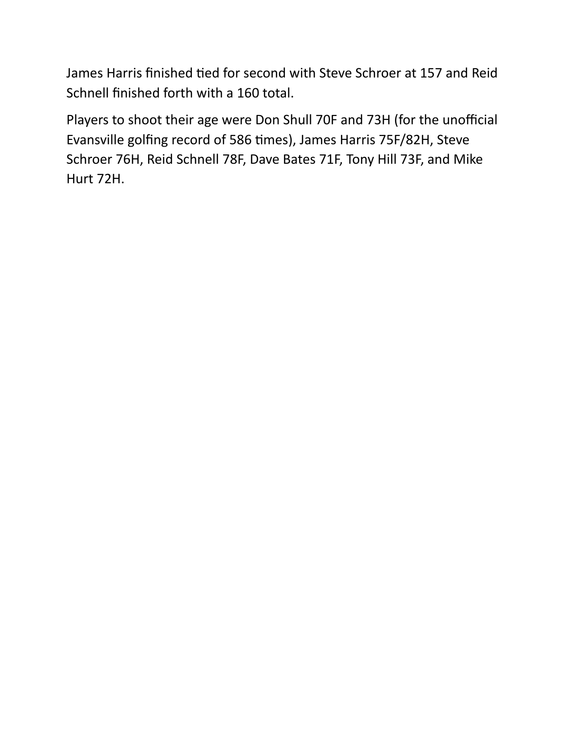James Harris finished tied for second with Steve Schroer at 157 and Reid Schnell finished forth with a 160 total.

Players to shoot their age were Don Shull 70F and 73H (for the unofficial Evansville golfing record of 586 times), James Harris 75F/82H, Steve Schroer 76H, Reid Schnell 78F, Dave Bates 71F, Tony Hill 73F, and Mike Hurt 72H.